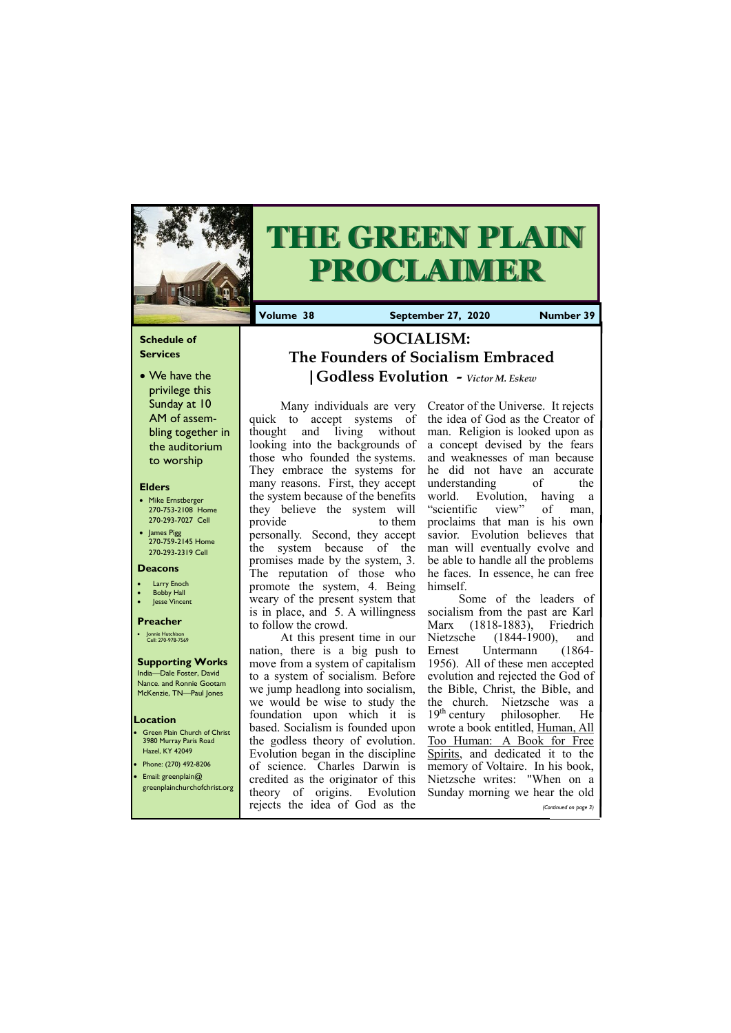# THE GREEN PLAIN PROCLAIMER

**Volume 38** | **September 27, 2020** | **Number 39**

## SOCIALISM: The Founders of Socialism Embraced Godless Evolution - *Victor M. Eskew*

Many individuals are very quick to accept systems of thought and living without looking into the backgrounds of those who founded the systems. They embrace the systems for many reasons. First, they accept the system because of the benefits they believe the system will provide to them personally. Second, they accept the system because of the promises made by the system, 3. The reputation of those who promote the system, 4. Being weary of the present system that is in place, and 5. A willingness to follow the crowd.

At this present time in our nation, there is a big push to move from a system of capitalism to a system of socialism. Before we jump headlong into socialism, we would be wise to study the foundation upon which it is based. Socialism is founded upon the godless theory of evolution. Evolution began in the discipline of science. Charles Darwin is credited as the originator of this theory of origins. Evolution rejects the idea of God as the Creator of the Universe. It rejects the idea of God as the Creator of man. Religion is looked upon as a concept devised by the fears and weaknesses of man because he did not have an accurate understanding of the world. Evolution, having a "scientific view" of man, proclaims that man is his own savior. Evolution believes that man will eventually evolve and be able to handle all the problems he faces. In essence, he can free himself.

Some of the leaders of socialism from the past are Karl Marx (1818-1883), Friedrich Nietzsche (1844-1900), and Ernest Untermann (1864-1956). All of these men accepted evolution and rejected the God of the Bible, Christ, the Bible, and the church. Nietzsche was a 19th century philosopher. He wrote a book entitled, Human, All Too Human: A Book for Free Spirits, and dedicated it to the memory of Voltaire. In his book, Nietzsche writes: "When on a Sunday morning we hear the old

*(Continued on page 3)*

---

### Schedule of Services

- We have the privilege this Sunday at 10 AM of assembling together in the auditorium to worship

### Elders

- Mike Ernstberger 270-753-2108 Home 270-293-7027 Cell
- James Pigg 270-759-2145 Home 270-293-2319 Cell

### Deacons

- Larry Enoch
- Bobby Hall
- Jesse Vincent

### Preacher

- Jonnie Hutchison Cell: 270-978-7569

### Supporting Works

India—Dale Foster, David Nance. and Ronnie Gootam
McKenzie, TN—Paul Jones

### Location

- Green Plain Church of Christ 3980 Murray Paris Road Hazel, KY 42049
- Phone: (270) 492-8206
- Email: greenplain@greenplainchurchofchrist.org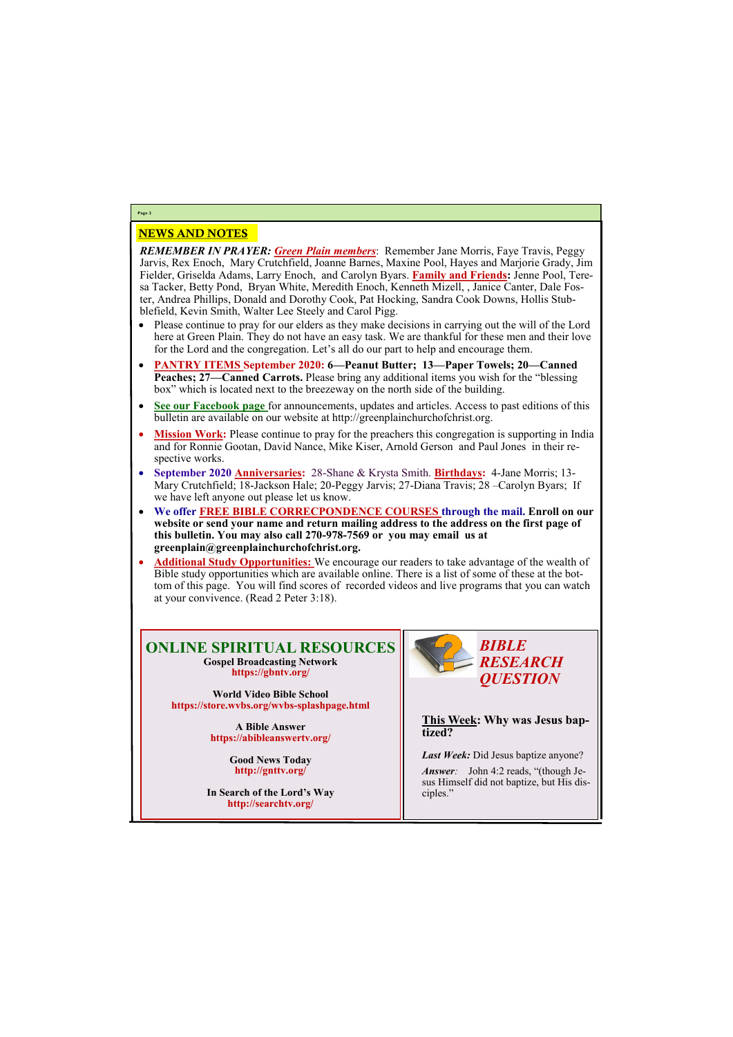## NEWS AND NOTES

***REMEMBER IN PRAYER:*** ***Green Plain members***: Remember Jane Morris, Faye Travis, Peggy Jarvis, Rex Enoch, Mary Crutchfield, Joanne Barnes, Maxine Pool, Hayes and Marjorie Grady, Jim Fielder, Griselda Adams, Larry Enoch, and Carolyn Byars. **Family and Friends:** Jenne Pool, Teresa Tacker, Betty Pond, Bryan White, Meredith Enoch, Kenneth Mizell, , Janice Canter, Dale Foster, Andrea Phillips, Donald and Dorothy Cook, Pat Hocking, Sandra Cook Downs, Hollis Stubblefield, Kevin Smith, Walter Lee Steely and Carol Pigg.

- Please continue to pray for our elders as they make decisions in carrying out the will of the Lord here at Green Plain. They do not have an easy task. We are thankful for these men and their love for the Lord and the congregation. Let's all do our part to help and encourage them.
- **PANTRY ITEMS September 2020: 6—Peanut Butter; 13—Paper Towels; 20—Canned Peaches; 27—Canned Carrots.** Please bring any additional items you wish for the "blessing box" which is located next to the breezeway on the north side of the building.
- **See our Facebook page** for announcements, updates and articles. Access to past editions of this bulletin are available on our website at http://greenplainchurchofchrist.org.
- **Mission Work:** Please continue to pray for the preachers this congregation is supporting in India and for Ronnie Gootan, David Nance, Mike Kiser, Arnold Gerson and Paul Jones in their respective works.
- **September 2020 Anniversaries:** 28-Shane & Krysta Smith. **Birthdays:** 4-Jane Morris; 13-Mary Crutchfield; 18-Jackson Hale; 20-Peggy Jarvis; 27-Diana Travis; 28 –Carolyn Byars; If we have left anyone out please let us know.
- **We offer FREE BIBLE CORRECPONDENCE COURSES through the mail. Enroll on our website or send your name and return mailing address to the address on the first page of this bulletin. You may also call 270-978-7569 or you may email us at greenplain@greenplainchurchofchrist.org.**
- **Additional Study Opportunities:** We encourage our readers to take advantage of the wealth of Bible study opportunities which are available online. There is a list of some of these at the bottom of this page. You will find scores of recorded videos and live programs that you can watch at your convivence. (Read 2 Peter 3:18).

## ONLINE SPIRITUAL RESOURCES

**Gospel Broadcasting Network**
**https://gbntv.org/**

**World Video Bible School**
**https://store.wvbs.org/wvbs-splashpage.html**

**A Bible Answer**
**https://abibleanswertv.org/**

**Good News Today**
**http://gnttv.org/**

**In Search of the Lord's Way**
**http://searchtv.org/**

## *BIBLE RESEARCH QUESTION*

**This Week: Why was Jesus baptized?**

***Last Week:*** Did Jesus baptize anyone?

***Answer:*** John 4:2 reads, "(though Jesus Himself did not baptize, but His disciples."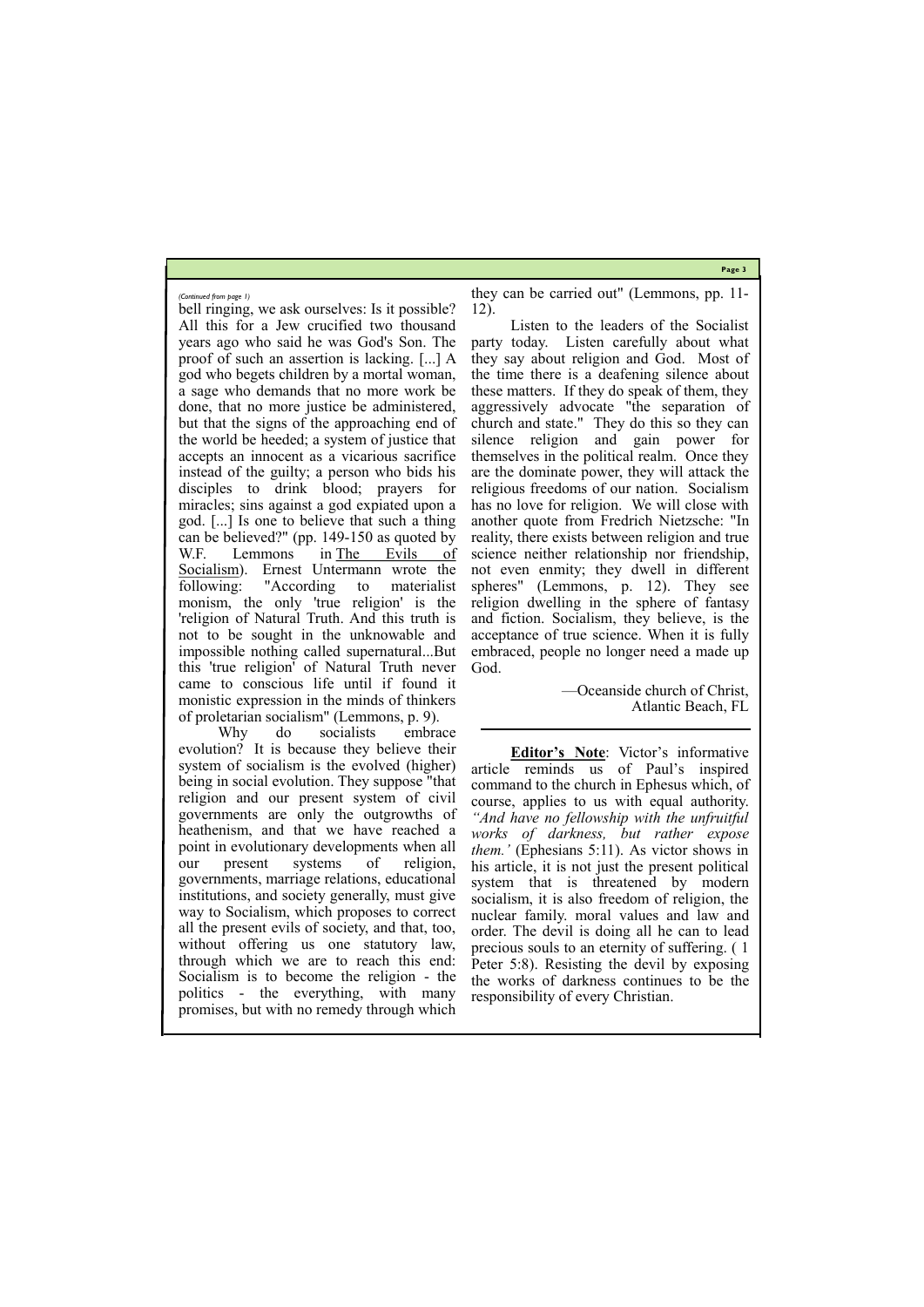*(Continued from page 1)*

bell ringing, we ask ourselves: Is it possible? All this for a Jew crucified two thousand years ago who said he was God's Son. The proof of such an assertion is lacking. [...] A god who begets children by a mortal woman, a sage who demands that no more work be done, that no more justice be administered, but that the signs of the approaching end of the world be heeded; a system of justice that accepts an innocent as a vicarious sacrifice instead of the guilty; a person who bids his disciples to drink blood; prayers for miracles; sins against a god expiated upon a god. [...] Is one to believe that such a thing can be believed?" (pp. 149-150 as quoted by W.F. Lemmons in The Evils of Socialism). Ernest Untermann wrote the following: "According to materialist monism, the only 'true religion' is the 'religion of Natural Truth. And this truth is not to be sought in the unknowable and impossible nothing called supernatural...But this 'true religion' of Natural Truth never came to conscious life until if found it monistic expression in the minds of thinkers of proletarian socialism" (Lemmons, p. 9).

Why do socialists embrace evolution? It is because they believe their system of socialism is the evolved (higher) being in social evolution. They suppose "that religion and our present system of civil governments are only the outgrowths of heathenism, and that we have reached a point in evolutionary developments when all our present systems of religion, governments, marriage relations, educational institutions, and society generally, must give way to Socialism, which proposes to correct all the present evils of society, and that, too, without offering us one statutory law, through which we are to reach this end: Socialism is to become the religion - the politics - the everything, with many promises, but with no remedy through which they can be carried out" (Lemmons, pp. 11-12).

Listen to the leaders of the Socialist party today. Listen carefully about what they say about religion and God. Most of the time there is a deafening silence about these matters. If they do speak of them, they aggressively advocate "the separation of church and state." They do this so they can silence religion and gain power for themselves in the political realm. Once they are the dominate power, they will attack the religious freedoms of our nation. Socialism has no love for religion. We will close with another quote from Fredrich Nietzsche: "In reality, there exists between religion and true science neither relationship nor friendship, not even enmity; they dwell in different spheres" (Lemmons, p. 12). They see religion dwelling in the sphere of fantasy and fiction. Socialism, they believe, is the acceptance of true science. When it is fully embraced, people no longer need a made up God.

—Oceanside church of Christ,
Atlantic Beach, FL

---

**Editor's Note**: Victor's informative article reminds us of Paul's inspired command to the church in Ephesus which, of course, applies to us with equal authority. *"And have no fellowship with the unfruitful works of darkness, but rather expose them.'* (Ephesians 5:11). As victor shows in his article, it is not just the present political system that is threatened by modern socialism, it is also freedom of religion, the nuclear family. moral values and law and order. The devil is doing all he can to lead precious souls to an eternity of suffering. ( 1 Peter 5:8). Resisting the devil by exposing the works of darkness continues to be the responsibility of every Christian.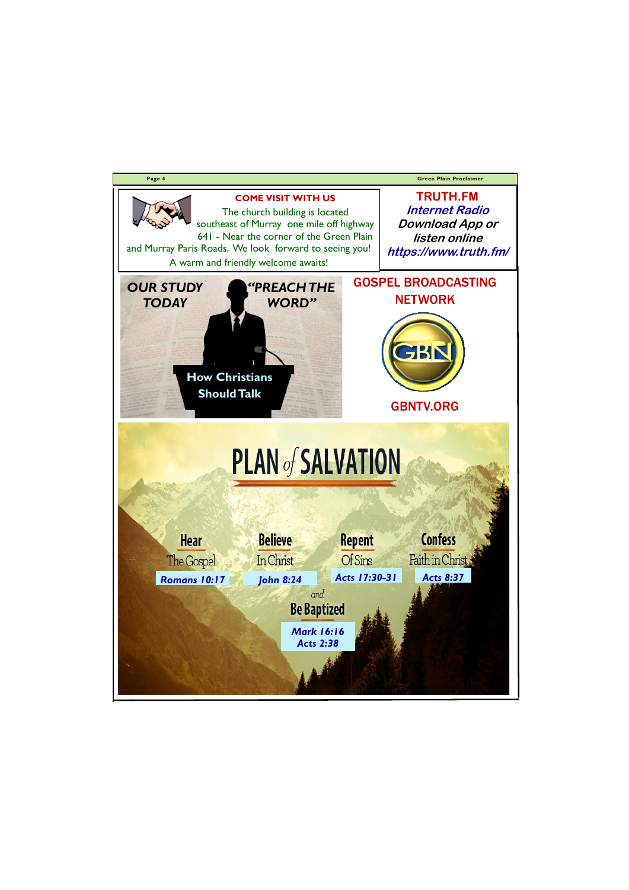## COME VISIT WITH US

The church building is located southeast of Murray one mile off highway 641 - Near the corner of the Green Plain and Murray Paris Roads. We look forward to seeing you!

A warm and friendly welcome awaits!

## TRUTH.FM

*Internet Radio*

*Download App or listen online*

*https://www.truth.fm/*

## OUR STUDY TODAY

**"PREACH THE WORD"**

**How Christians Should Talk**

## GOSPEL BROADCASTING NETWORK

GBN

GBNTV.ORG

# PLAN of SALVATION

**Hear** The Gospel — *Romans 10:17*

**Believe** In Christ — *John 8:24*

**Repent** Of Sins — *Acts 17:30-31*

**Confess** Faith in Christ — *Acts 8:37*

*and*

**Be Baptized** — *Mark 16:16*, *Acts 2:38*